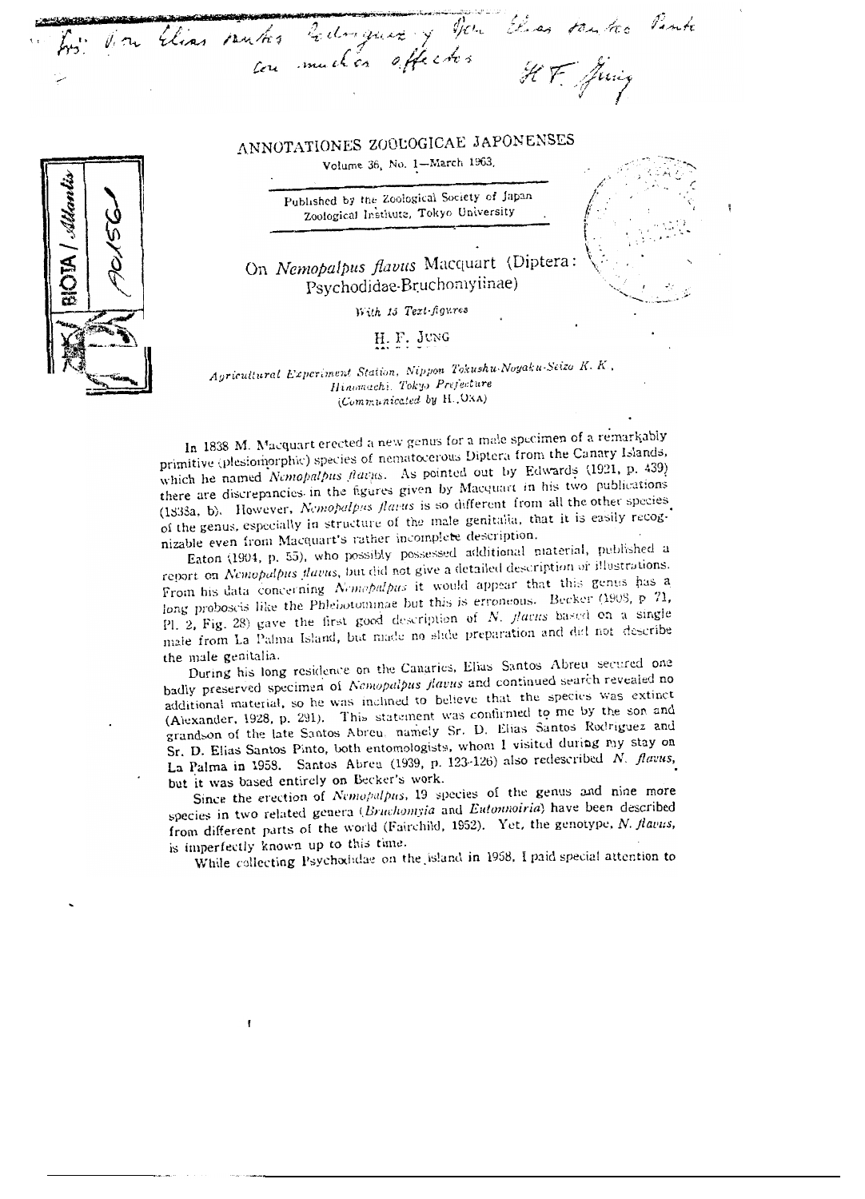Fr. Don Elias Santos Rodriguez y Don Elias Santos Pinto con muchos afectos H. F. Jung

ANNOTATIONES ZOOLOGICAE JAPONENSES

Volume 36, No. 1—March 1963.

Published by the Zoological Society of Japan
Zoological Institute, Tokyo University

# On *Nemopalpus flavus* Macquart (Diptera: Psychodidae-Bruchomyiinae)

With 15 Text-figures

H. F. Jung

*Agricultural Experiment Station, Nippon Tokushu-Noyaku-Seizo K. K., Hinomachi, Tokyo Prefecture*
(Communicated by H. Oka)

In 1838 M. Macquart erected a new genus for a male specimen of a remarkably primitive (plesiomorphic) species of nematocerous Diptera from the Canary Islands, which he named *Nemopalpus flavus*. As pointed out by Edwards (1921, p. 439) there are discrepancies in the figures given by Macquart in his two publications (1838a, b). However, *Nemopalpus flavus* is so different from all the other species of the genus, especially in structure of the male genitalia, that it is easily recognizable even from Macquart's rather incomplete description.

Eaton (1904, p. 55), who possibly possessed additional material, published a report on *Nemopalpus flavus*, but did not give a detailed description or illustrations. From his data concerning *Nemopalpus* it would appear that this genus has a long proboscis like the Phlebotominae but this is erroneous. Becker (1908, p. 71, Pl. 2, Fig. 28) gave the first good description of *N. flavus* based on a single male from La Palma Island, but made no slide preparation and did not describe the male genitalia.

During his long residence on the Canaries, Elias Santos Abreu secured one badly preserved specimen of *Nemopalpus flavus* and continued search revealed no additional material, so he was inclined to believe that the species was extinct (Alexander, 1928, p. 291). This statement was confirmed to me by the son and grandson of the late Santos Abreu, namely Sr. D. Elias Santos Rodriguez and Sr. D. Elias Santos Pinto, both entomologists, whom I visited during my stay on La Palma in 1958. Santos Abreu (1939, p. 123-126) also redescribed *N. flavus*, but it was based entirely on Becker's work.

Since the erection of *Nemopalpus*, 19 species of the genus and nine more species in two related genera (*Bruchomyia* and *Eutonnoiria*) have been described from different parts of the world (Fairchild, 1952). Yet, the genotype, *N. flavus*, is imperfectly known up to this time.

While collecting Psychodidae on the island in 1958, I paid special attention to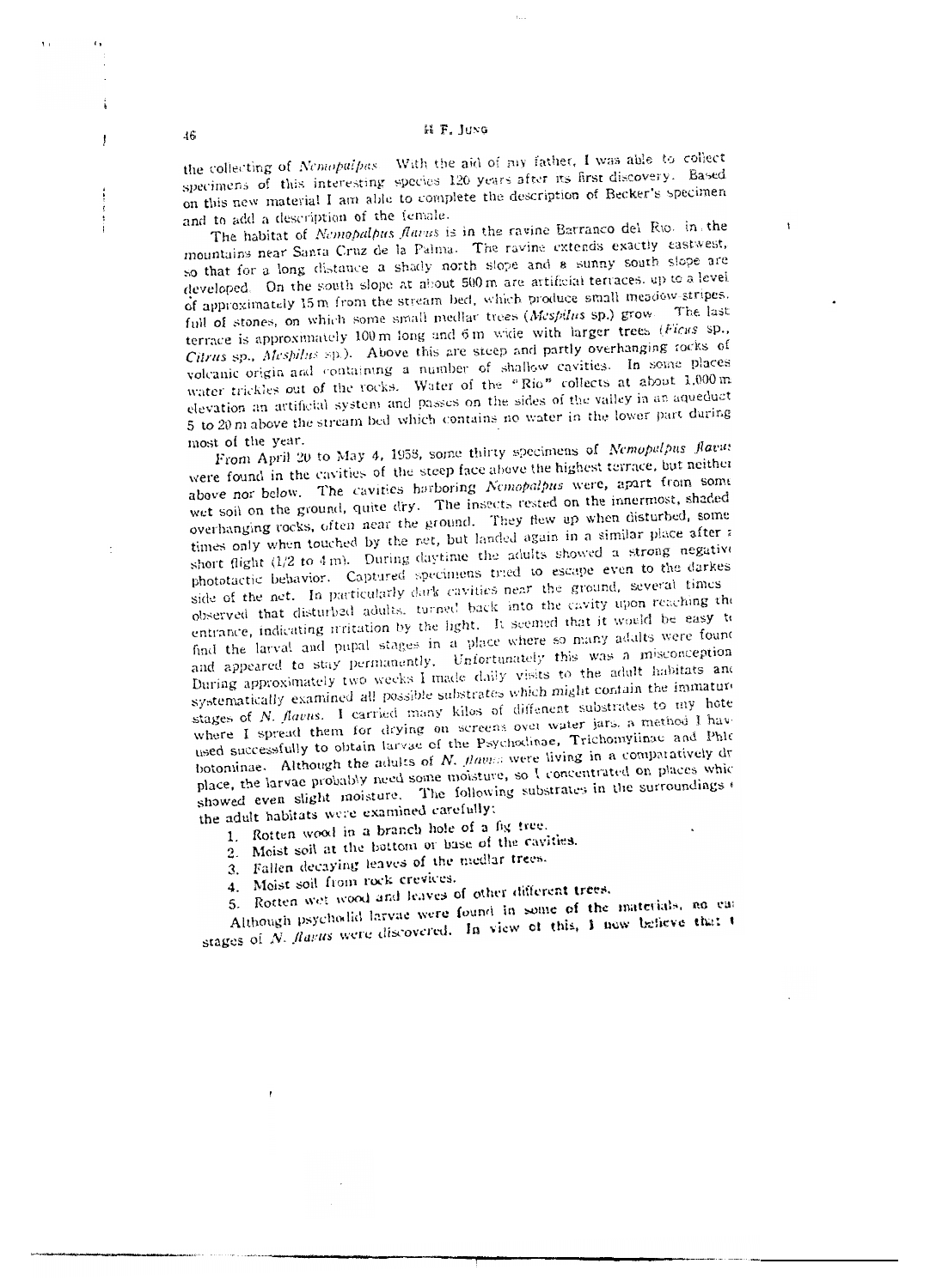the collecting of *Nemopalpus*. With the aid of my father, I was able to collect specimens of this interesting species 120 years after its first discovery. Based on this new material I am able to complete the description of Becker's specimen and to add a description of the female.

The habitat of *Nemopalpus flavus* is in the ravine Barranco del Rio in the mountains near Santa Cruz de la Palma. The ravine extends exactly east-west, so that for a long distance a shady north slope and a sunny south slope are developed. On the south slope at about 500 m are artificial terraces, up to a level of approximately 15 m from the stream bed, which produce small meadow stripes, full of stones, on which some small medlar trees (*Mespilus* sp.) grow. The last terrace is approximately 100 m long and 6 m wide with larger trees (*Ficus* sp., *Citrus* sp., *Mespilus* sp.). Above this are steep and partly overhanging rocks of volcanic origin and containing a number of shallow cavities. In some places water trickles out of the rocks. Water of the "Rio" collects at about 1,000 m elevation an artificial system and passes on the sides of the valley in an aqueduct 5 to 20 m above the stream bed which contains no water in the lower part during most of the year.

From April 20 to May 4, 1958, some thirty specimens of *Nemopalpus flavus* were found in the cavities of the steep face above the highest terrace, but neither above nor below. The cavities harboring *Nemopalpus* were, apart from some wet soil on the ground, quite dry. The insects rested on the innermost, shaded overhanging rocks, often near the ground. They flew up when disturbed, sometimes only when touched by the net, but landed again in a similar place after a short flight (1/2 to 4 m). During daytime the adults showed a strong negative phototactic behavior. Captured specimens tried to escape even to the darkest side of the net. In particularly dark cavities near the ground, several times observed that disturbed adults, turned back into the cavity upon reaching the entrance, indicating irritation by the light. It seemed that it would be easy to find the larval and pupal stages in a place where so many adults were found and appeared to stay permanently. Unfortunately this was a misconception. During approximately two weeks I made daily visits to the adult habitats and systematically examined all possible substrates which might contain the immature stages of *N. flavus*. I carried many kilos of different substrates to my hotel where I spread them for drying on screens over water jars, a method I have used successfully to obtain larvae of the Psychodinae, Trichomyiinae and Phlebotominae. Although the adults of *N. flavus* were living in a comparatively dry place, the larvae probably need some moisture, so I concentrated on places which showed even slight moisture. The following substrates in the surroundings of the adult habitats were examined carefully:

1. Rotten wood in a branch hole of a fig tree.
2. Moist soil at the bottom or base of the cavities.
3. Fallen decaying leaves of the medlar trees.
4. Moist soil from rock crevices.
5. Rotten wet wood and leaves of other different trees.

Although psychodid larvae were found in some of the materials, no early stages of *N. flavus* were discovered. In view of this, I now believe that t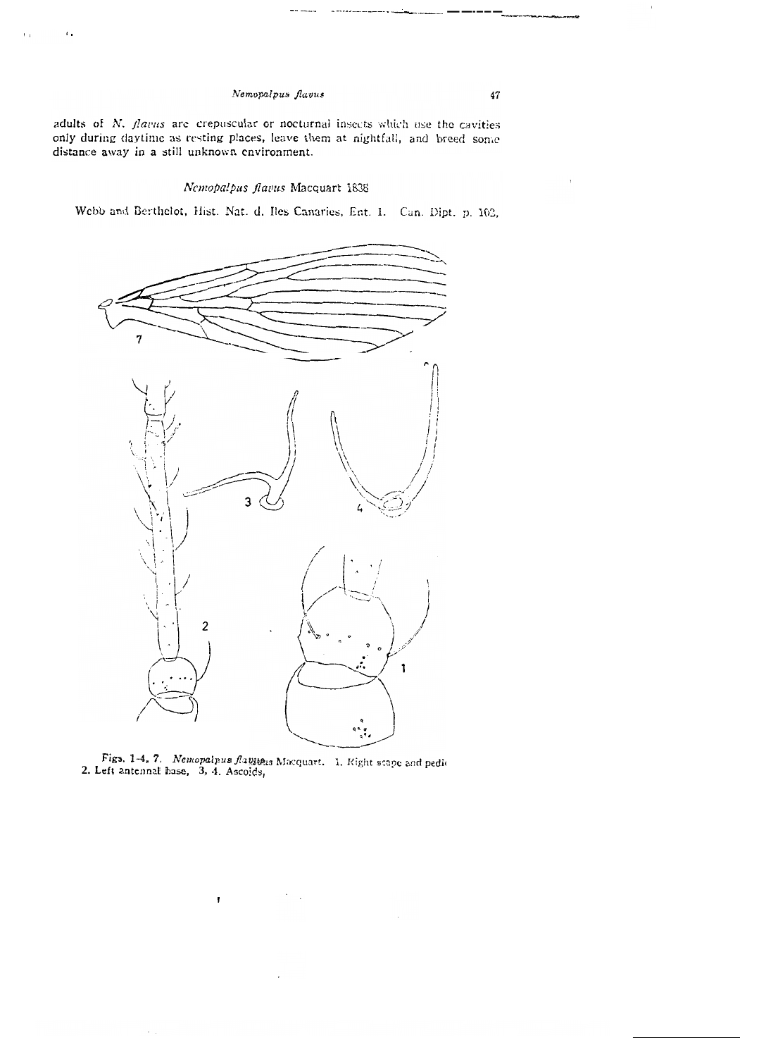adults of *N. flavus* are crepuscular or nocturnal insects which use the cavities only during daytime as resting places, leave them at nightfall, and breed some distance away in a still unknown environment.

## *Nemopalpus flavus* Macquart 1838

Webb and Berthelot, Hist. Nat. d. Iles Canaries, Ent. 1. Can. Dipt. p. 102,

Figs. 1-4, 7. *Nemopalpus flavus* Macquart. 1. Right scape and pedi 2. Left antennal base, 3, 4. Ascoids,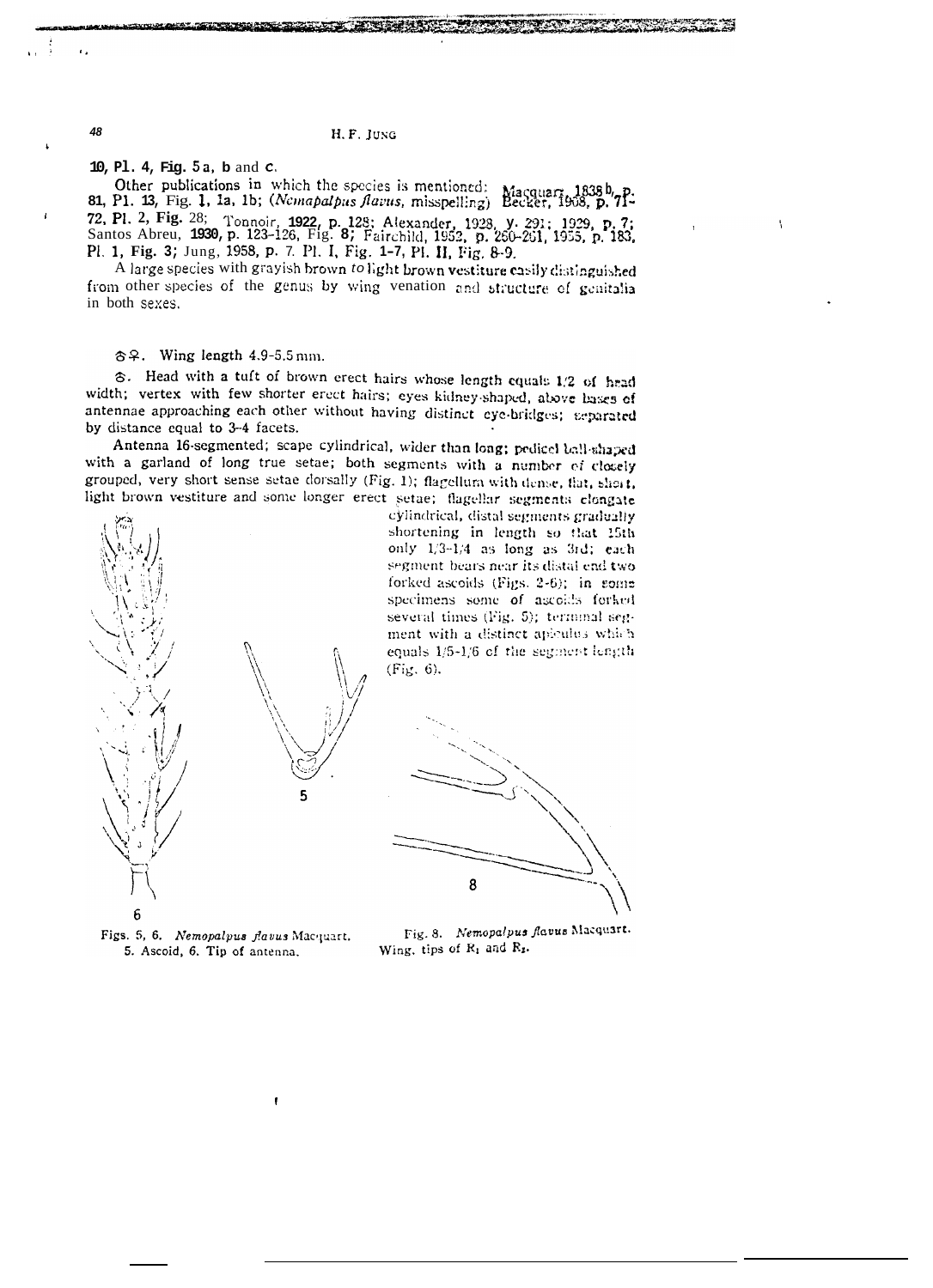10, Pl. 4, Fig. 5 a, b and c.

Other publications in which the species is mentioned: Macquart, 1838 b, p. 81, Pl. 13, Fig. 1, 1a, 1b; (*Nemapalpus flavus*, misspelling) Becker, 1908, p. 71-72, Pl. 2, Fig. 28; Tonnoir, 1922, p. 128; Alexander, 1928, p. 291; 1929, p. 7; Santos Abreu, 1930, p. 123-126, Fig. 8; Fairchild, 1952, p. 250-251, 1955, p. 183, Pl. 1, Fig. 3; Jung, 1958, p. 7. Pl. I, Fig. 1-7, Pl. II, Fig. 8-9.

A large species with grayish brown to light brown vestiture easily distinguished from other species of the genus by wing venation and structure of genitalia in both sexes.

♂♀. Wing length 4.9-5.5 mm.

♂. Head with a tuft of brown erect hairs whose length equals 1/2 of head width; vertex with few shorter erect hairs; eyes kidney-shaped, above bases of antennae approaching each other without having distinct eye-bridges; separated by distance equal to 3-4 facets.

Antenna 16-segmented; scape cylindrical, wider than long; pedicel ball-shaped with a garland of long true setae; both segments with a number of closely grouped, very short sense setae dorsally (Fig. 1); flagellum with dense, flat, short, light brown vestiture and some longer erect setae; flagellar segments elongate cylindrical, distal segments gradually shortening in length so that 15th only 1/3-1/4 as long as 3rd; each segment bears near its distal end two forked ascoids (Figs. 2-6); in some specimens some of ascoids forked several times (Fig. 5); terminal segment with a distinct apiculus which equals 1/5-1/6 of the segment length (Fig. 6).

Figs. 5, 6. *Nemopalpus flavus* Macquart. 5. Ascoid, 6. Tip of antenna.

Fig. 8. *Nemopalpus flavus* Macquart. Wing, tips of $R_1$ and $R_2$.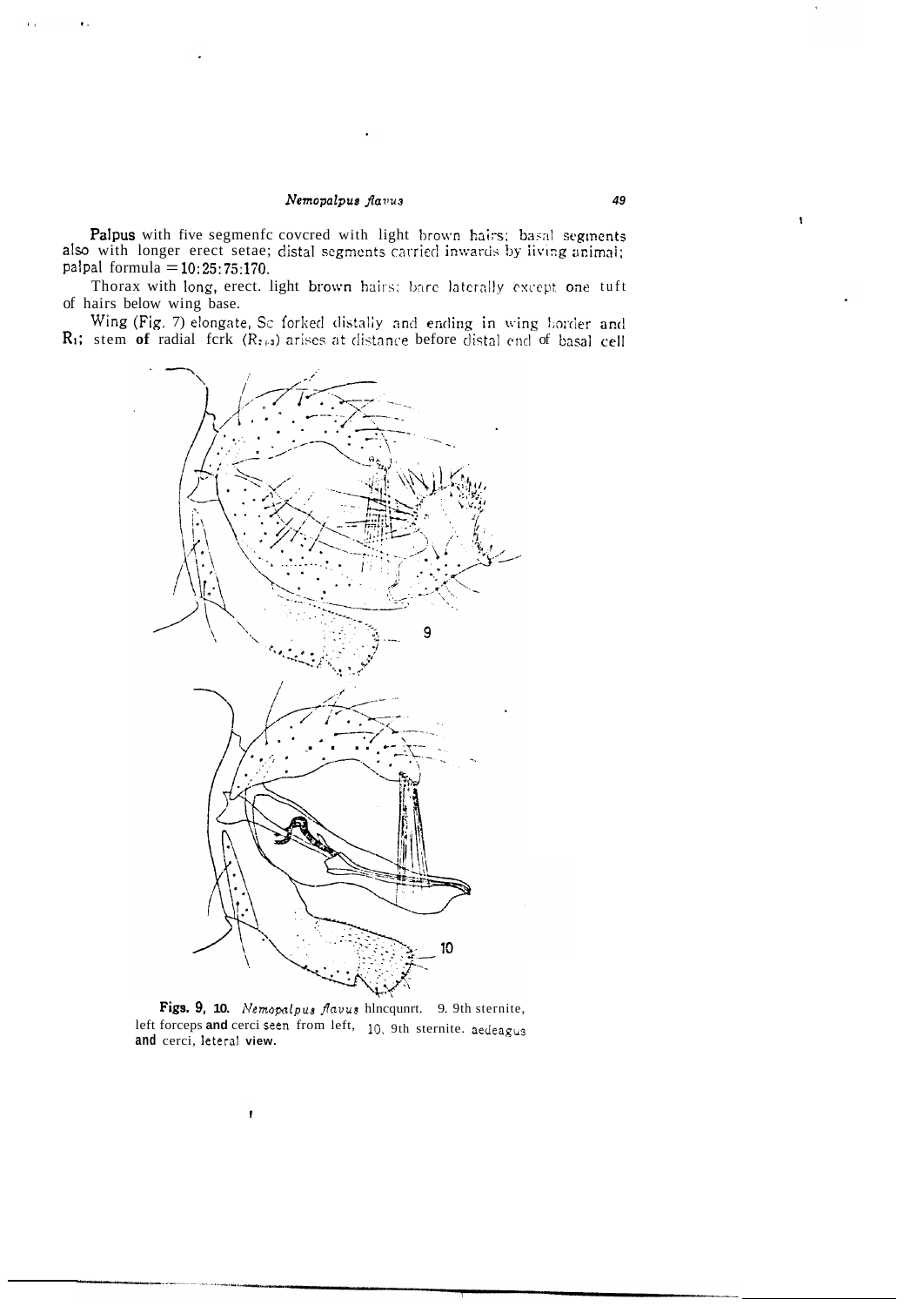**Palpus** with five segmenfc covcred with light brown hairs; basal segments also with longer erect setae; distal segments carried inwards by living animal; palpal formula = 10:25:75:170.

Thorax with long, erect. light brown hairs; bare laterally except one tuft of hairs below wing base.

Wing (Fig. 7) elongate, Sc forked distally and ending in wing border and $R_1$; stem of radial fcrk ($R_{2+3}$) arises at distance before distal end of basal cell

**Figs. 9, 10.** *Nemopalpus flavus* hlncqunrt. 9. 9th sternite, left forceps **and** cerci seen from left, 10. 9th sternite. aedeagus **and** cerci, leteral view.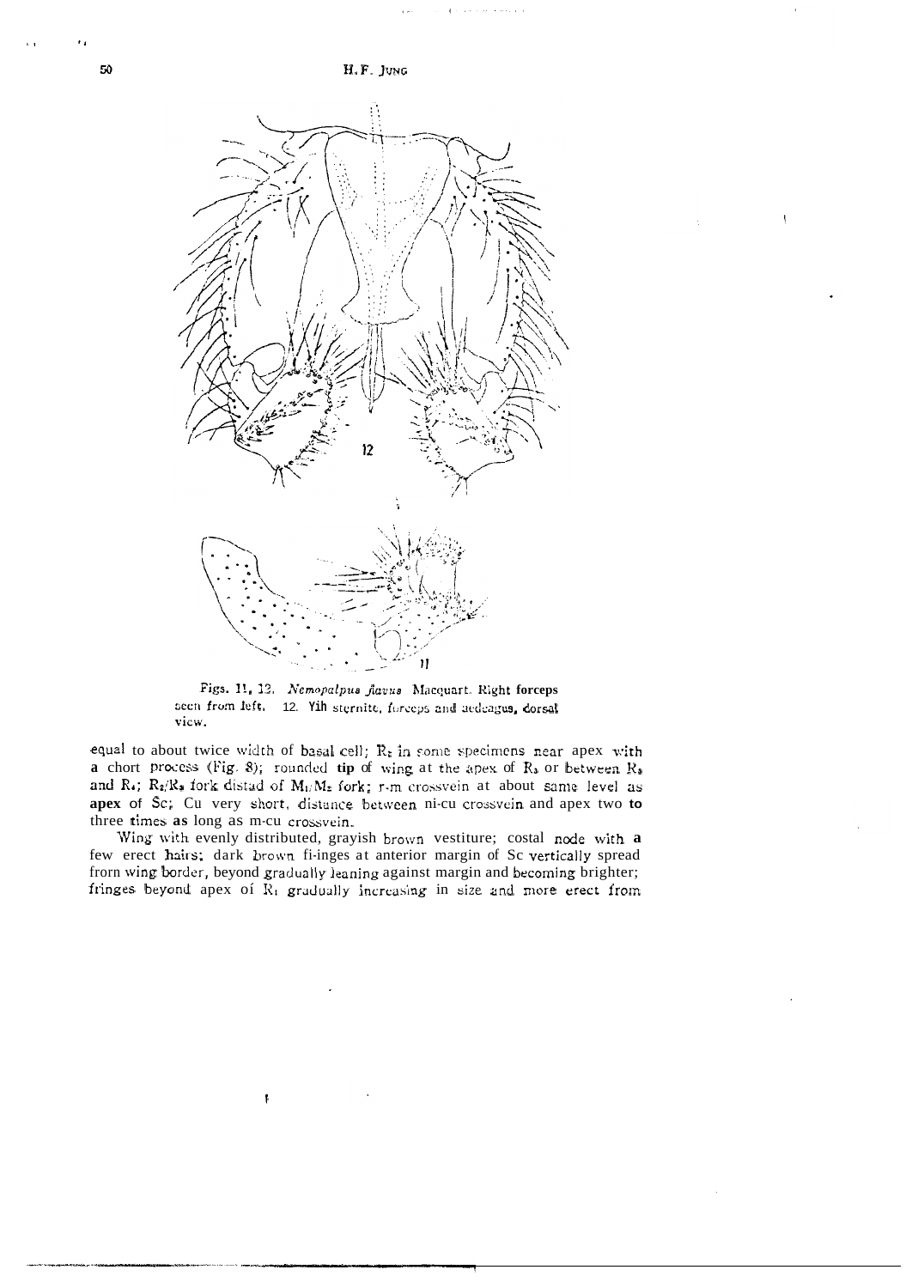Figs. 11, 12. *Nemopalpus flavus* Macquart. Right forceps seen from left. 12. Yih sternite, forceps and aedeagus, dorsal view.

equal to about twice width of basal cell; $R_2$ in some specimens near apex with a chort process (Fig. 8); rounded **tip** of wing at the apex of $R_3$ or between $R_3$ and $R_4$; $R_2/R_3$ fork distad of $M_1/M_2$ fork; r-m crossvein at about same level as **apex** of Sc; Cu very short, distance between ni-cu crossvein and apex two **to** three times **as** long as m-cu crossvein.

Wing with evenly distributed, grayish brown vestiture; costal node with **a** few erect hairs; dark brown fi-inges at anterior margin of Sc vertically spread frorn wing border, beyond gradually leaning against margin and becoming brighter; fringes beyond apex of $R_1$ gradually increasing in size and more erect from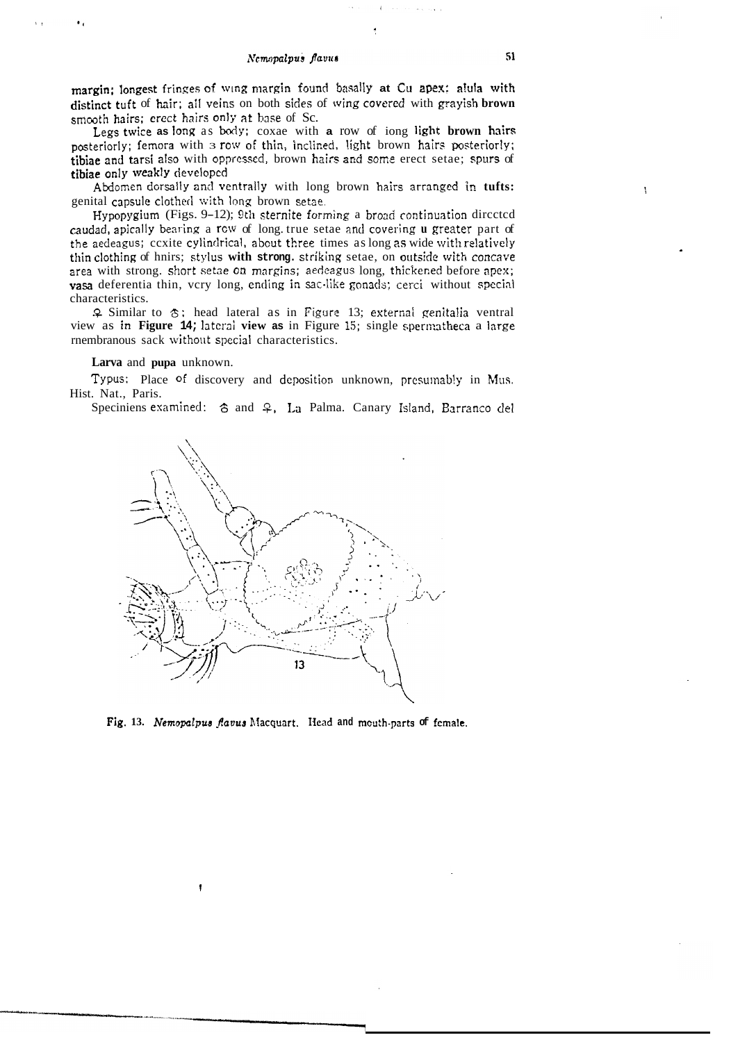margin; longest fringes of wing margin found basally at Cu apex; alula with distinct tuft of hair; all veins on both sides of wing covered with grayish brown smooth hairs; erect hairs only at base of Sc.

Legs twice as long as body; coxae with a row of iong light brown hairs posteriorly; femora with a row of thin, inclined, light brown hairs posteriorly; tibiae and tarsi also with oppressed, brown hairs and some erect setae; spurs of tibiae only weakly developed

Abdomen dorsally and ventrally with long brown hairs arranged in tufts: genital capsule clothed with long brown setae.

Hypopygium (Figs. 9–12); 9th sternite forming a broad continuation directed caudad, apically bearing a row of long. true setae and covering u greater part of the aedeagus; coxite cylindrical, about three times as long as wide with relatively thin clothing of hnirs; stylus with strong. striking setae, on outside with concave area with strong. short setae on margins; aedeagus long, thickened before apex; vasa deferentia thin, very long, ending in sac-like gonads; cerci without special characteristics.

♀ Similar to ♂; head lateral as in Figure 13; external genitalia ventral view as in Figure 14; lateral view as in Figure 15; single spermatheca a large membranous sack without special characteristics.

**Larva** and **pupa** unknown.

Typus: Place of discovery and deposition unknown, presumably in Mus. Hist. Nat., Paris.

Speciniens examined: ♂ and ♀, La Palma. Canary Island, Barranco del

Fig. 13. *Nemopalpus flavus* Macquart. Head and mouth-parts of female.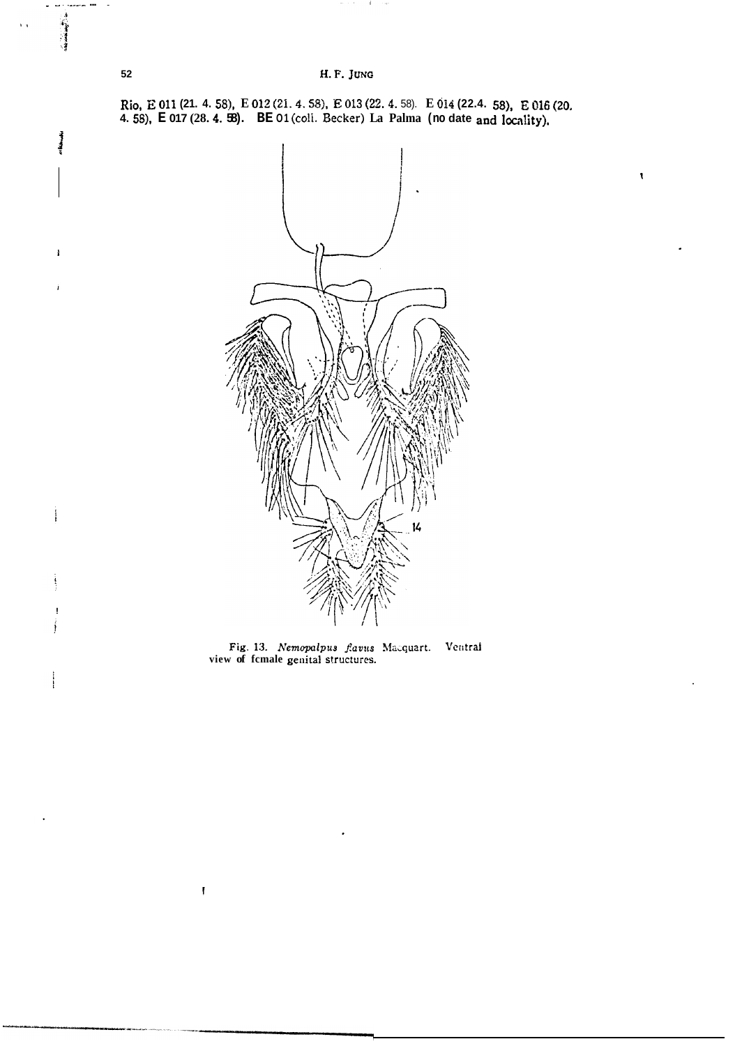Rio, E 011 (21. 4. 58), E 012 (21. 4. 58), E 013 (22. 4. 58). E 014 (22.4. 58), E 016 (20. 4. 58), E 017 (28. 4. 58). BE 01 (coll. Becker) La Palma (no date and locality).

Fig. 13. *Nemopalpus flavus* Macquart. Ventral view of female genital structures.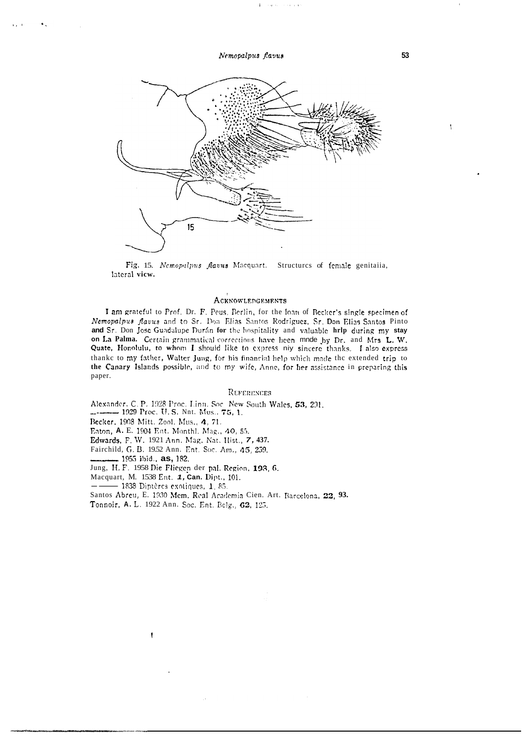Fig. 15. *Nemopalpus flavus* Macquart. Structures of female genitalia, lateral view.

## Acknowledgements

I am grateful to Prof. Dr. F. Peus, Berlin, for the loan of Becker's single specimen of *Nemopalpus flavus* and to Sr. Don Elias Santos Rodriguez, Sr. Don Elias Santos Pinto and Sr. Don Jose Guadalupe Durán for the hospitality and valuable help during my stay on La Palma. Certain grammatical corrections have been made by Dr. and Mrs L. W. Quate, Honolulu, to whom I should like to express my sincere thanks. I also express thanks to my father, Walter Jung, for his financial help which made the extended trip to the Canary Islands possible, and to my wife, Anne, for her assistance in preparing this paper.

## References

Alexander, C. P. 1928 Proc. Linn. Soc. New South Wales, **53**, 291.
——— 1929 Proc. U. S. Nat. Mus., **75**, 1.
Becker, 1908 Mitt. Zool. Mus., **4**, 71.
Eaton, A. E. 1904 Ent. Monthl. Mag., **40**, 55.
Edwards, F. W. 1921 Ann. Mag. Nat. Hist., **7**, 437.
Fairchild, G. B. 1952 Ann. Ent. Soc. Am., **45**, 259.
——— 1955 ibid., **48**, 182.
Jung, H. F. 1958 Die Fliegen der pal. Region, **193**, 6.
Macquart, M. 1838 Ent. **1**, Can. Dipt., 101.
——— 1838 Diptères exotiques, **1**, 85.
Santos Abreu, E. 1930 Mem. Real Academia Cien. Art. Barcelona, **22**, 93.
Tonnoir, A. L. 1922 Ann. Soc. Ent. Belg., **62**, 125.